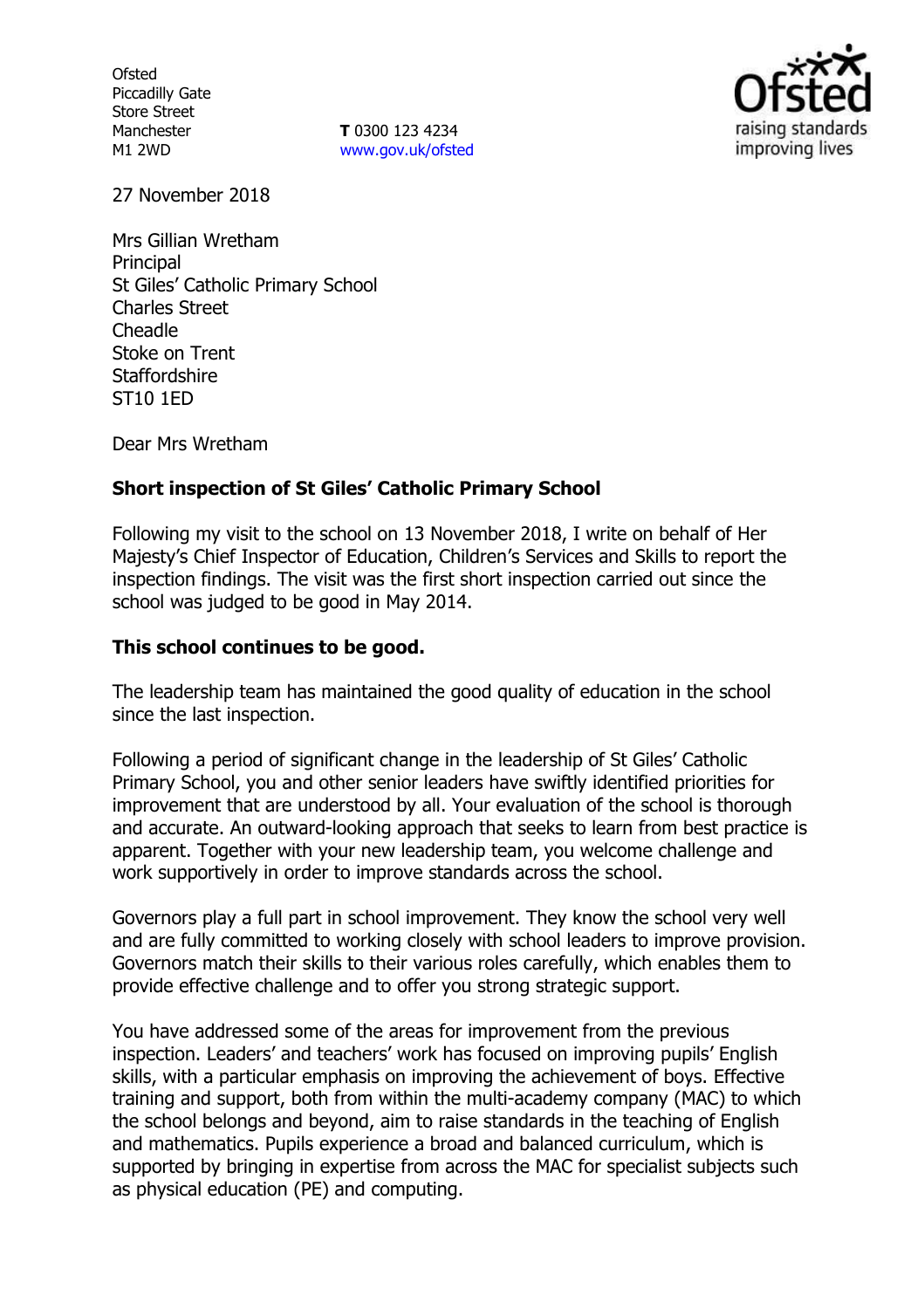Ofsted
Piccadilly Gate
Store Street
Manchester
M1 2WD

**T** 0300 123 4234
www.gov.uk/ofsted

27 November 2018

Mrs Gillian Wretham
Principal
St Giles' Catholic Primary School
Charles Street
Cheadle
Stoke on Trent
Staffordshire
ST10 1ED

Dear Mrs Wretham

**Short inspection of St Giles' Catholic Primary School**

Following my visit to the school on 13 November 2018, I write on behalf of Her Majesty's Chief Inspector of Education, Children's Services and Skills to report the inspection findings. The visit was the first short inspection carried out since the school was judged to be good in May 2014.

**This school continues to be good.**

The leadership team has maintained the good quality of education in the school since the last inspection.

Following a period of significant change in the leadership of St Giles' Catholic Primary School, you and other senior leaders have swiftly identified priorities for improvement that are understood by all. Your evaluation of the school is thorough and accurate. An outward-looking approach that seeks to learn from best practice is apparent. Together with your new leadership team, you welcome challenge and work supportively in order to improve standards across the school.

Governors play a full part in school improvement. They know the school very well and are fully committed to working closely with school leaders to improve provision. Governors match their skills to their various roles carefully, which enables them to provide effective challenge and to offer you strong strategic support.

You have addressed some of the areas for improvement from the previous inspection. Leaders' and teachers' work has focused on improving pupils' English skills, with a particular emphasis on improving the achievement of boys. Effective training and support, both from within the multi-academy company (MAC) to which the school belongs and beyond, aim to raise standards in the teaching of English and mathematics. Pupils experience a broad and balanced curriculum, which is supported by bringing in expertise from across the MAC for specialist subjects such as physical education (PE) and computing.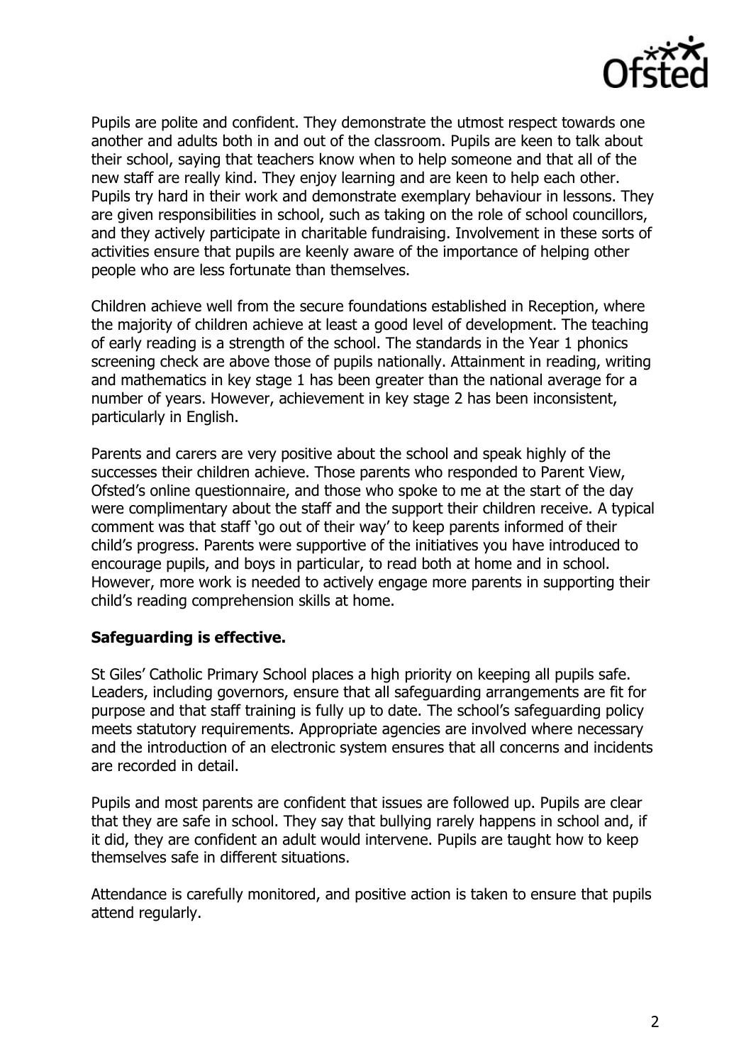Pupils are polite and confident. They demonstrate the utmost respect towards one another and adults both in and out of the classroom. Pupils are keen to talk about their school, saying that teachers know when to help someone and that all of the new staff are really kind. They enjoy learning and are keen to help each other. Pupils try hard in their work and demonstrate exemplary behaviour in lessons. They are given responsibilities in school, such as taking on the role of school councillors, and they actively participate in charitable fundraising. Involvement in these sorts of activities ensure that pupils are keenly aware of the importance of helping other people who are less fortunate than themselves.

Children achieve well from the secure foundations established in Reception, where the majority of children achieve at least a good level of development. The teaching of early reading is a strength of the school. The standards in the Year 1 phonics screening check are above those of pupils nationally. Attainment in reading, writing and mathematics in key stage 1 has been greater than the national average for a number of years. However, achievement in key stage 2 has been inconsistent, particularly in English.

Parents and carers are very positive about the school and speak highly of the successes their children achieve. Those parents who responded to Parent View, Ofsted's online questionnaire, and those who spoke to me at the start of the day were complimentary about the staff and the support their children receive. A typical comment was that staff 'go out of their way' to keep parents informed of their child's progress. Parents were supportive of the initiatives you have introduced to encourage pupils, and boys in particular, to read both at home and in school. However, more work is needed to actively engage more parents in supporting their child's reading comprehension skills at home.

**Safeguarding is effective.**

St Giles' Catholic Primary School places a high priority on keeping all pupils safe. Leaders, including governors, ensure that all safeguarding arrangements are fit for purpose and that staff training is fully up to date. The school's safeguarding policy meets statutory requirements. Appropriate agencies are involved where necessary and the introduction of an electronic system ensures that all concerns and incidents are recorded in detail.

Pupils and most parents are confident that issues are followed up. Pupils are clear that they are safe in school. They say that bullying rarely happens in school and, if it did, they are confident an adult would intervene. Pupils are taught how to keep themselves safe in different situations.

Attendance is carefully monitored, and positive action is taken to ensure that pupils attend regularly.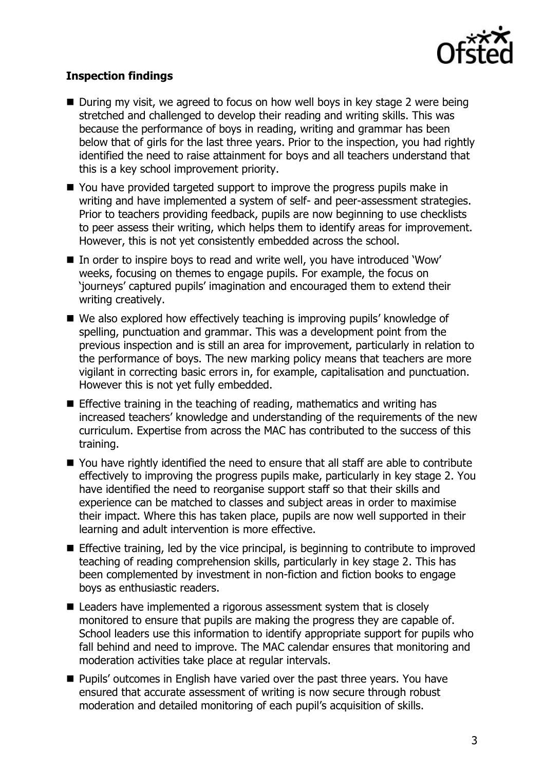**Inspection findings**

- During my visit, we agreed to focus on how well boys in key stage 2 were being stretched and challenged to develop their reading and writing skills. This was because the performance of boys in reading, writing and grammar has been below that of girls for the last three years. Prior to the inspection, you had rightly identified the need to raise attainment for boys and all teachers understand that this is a key school improvement priority.
- You have provided targeted support to improve the progress pupils make in writing and have implemented a system of self- and peer-assessment strategies. Prior to teachers providing feedback, pupils are now beginning to use checklists to peer assess their writing, which helps them to identify areas for improvement. However, this is not yet consistently embedded across the school.
- In order to inspire boys to read and write well, you have introduced 'Wow' weeks, focusing on themes to engage pupils. For example, the focus on 'journeys' captured pupils' imagination and encouraged them to extend their writing creatively.
- We also explored how effectively teaching is improving pupils' knowledge of spelling, punctuation and grammar. This was a development point from the previous inspection and is still an area for improvement, particularly in relation to the performance of boys. The new marking policy means that teachers are more vigilant in correcting basic errors in, for example, capitalisation and punctuation. However this is not yet fully embedded.
- Effective training in the teaching of reading, mathematics and writing has increased teachers' knowledge and understanding of the requirements of the new curriculum. Expertise from across the MAC has contributed to the success of this training.
- You have rightly identified the need to ensure that all staff are able to contribute effectively to improving the progress pupils make, particularly in key stage 2. You have identified the need to reorganise support staff so that their skills and experience can be matched to classes and subject areas in order to maximise their impact. Where this has taken place, pupils are now well supported in their learning and adult intervention is more effective.
- Effective training, led by the vice principal, is beginning to contribute to improved teaching of reading comprehension skills, particularly in key stage 2. This has been complemented by investment in non-fiction and fiction books to engage boys as enthusiastic readers.
- Leaders have implemented a rigorous assessment system that is closely monitored to ensure that pupils are making the progress they are capable of. School leaders use this information to identify appropriate support for pupils who fall behind and need to improve. The MAC calendar ensures that monitoring and moderation activities take place at regular intervals.
- Pupils' outcomes in English have varied over the past three years. You have ensured that accurate assessment of writing is now secure through robust moderation and detailed monitoring of each pupil's acquisition of skills.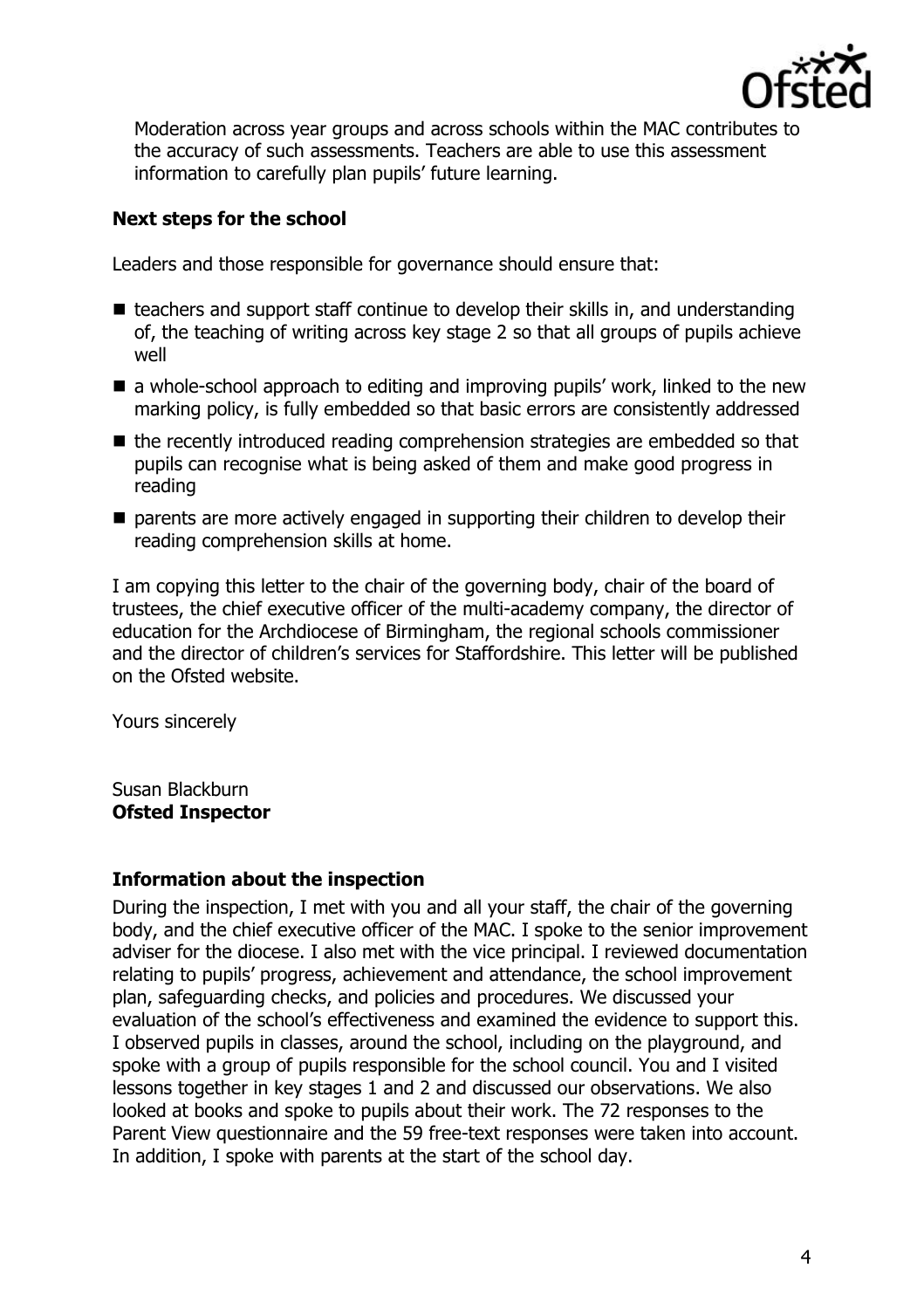Moderation across year groups and across schools within the MAC contributes to the accuracy of such assessments. Teachers are able to use this assessment information to carefully plan pupils' future learning.

### Next steps for the school

Leaders and those responsible for governance should ensure that:

- teachers and support staff continue to develop their skills in, and understanding of, the teaching of writing across key stage 2 so that all groups of pupils achieve well
- a whole-school approach to editing and improving pupils' work, linked to the new marking policy, is fully embedded so that basic errors are consistently addressed
- the recently introduced reading comprehension strategies are embedded so that pupils can recognise what is being asked of them and make good progress in reading
- parents are more actively engaged in supporting their children to develop their reading comprehension skills at home.

I am copying this letter to the chair of the governing body, chair of the board of trustees, the chief executive officer of the multi-academy company, the director of education for the Archdiocese of Birmingham, the regional schools commissioner and the director of children's services for Staffordshire. This letter will be published on the Ofsted website.

Yours sincerely

Susan Blackburn
**Ofsted Inspector**

### Information about the inspection

During the inspection, I met with you and all your staff, the chair of the governing body, and the chief executive officer of the MAC. I spoke to the senior improvement adviser for the diocese. I also met with the vice principal. I reviewed documentation relating to pupils' progress, achievement and attendance, the school improvement plan, safeguarding checks, and policies and procedures. We discussed your evaluation of the school's effectiveness and examined the evidence to support this. I observed pupils in classes, around the school, including on the playground, and spoke with a group of pupils responsible for the school council. You and I visited lessons together in key stages 1 and 2 and discussed our observations. We also looked at books and spoke to pupils about their work. The 72 responses to the Parent View questionnaire and the 59 free-text responses were taken into account. In addition, I spoke with parents at the start of the school day.